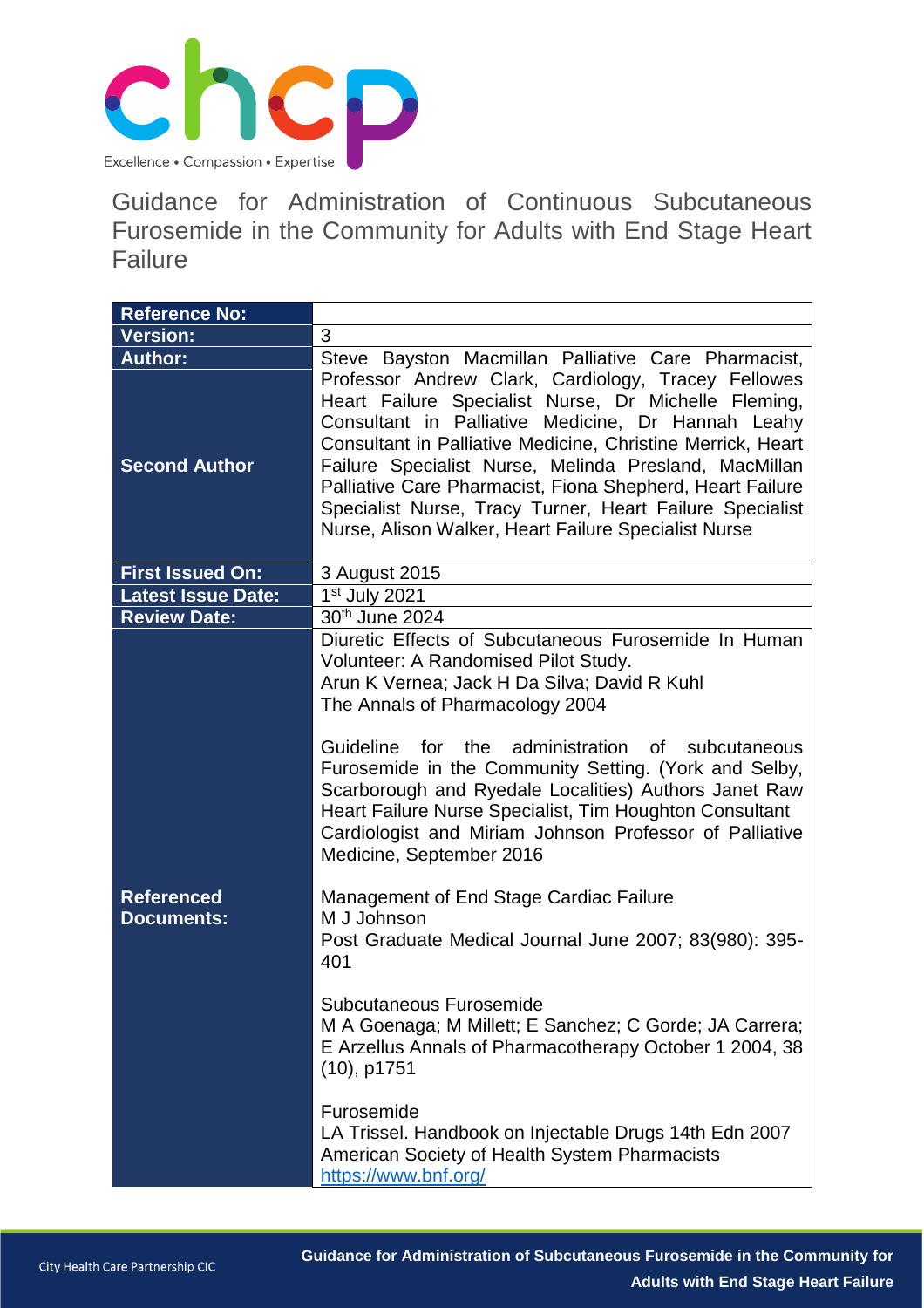# Guidance for Administration of Continuous Subcutaneous Furosemide in the Community for Adults with End Stage Heart Failure

| | |
|---|---|
| **Reference No:** | |
| **Version:** | 3 |
| **Author:** | Steve Bayston Macmillan Palliative Care Pharmacist, |
| **Second Author** | Professor Andrew Clark, Cardiology, Tracey Fellowes Heart Failure Specialist Nurse, Dr Michelle Fleming, Consultant in Palliative Medicine, Dr Hannah Leahy Consultant in Palliative Medicine, Christine Merrick, Heart Failure Specialist Nurse, Melinda Presland, MacMillan Palliative Care Pharmacist, Fiona Shepherd, Heart Failure Specialist Nurse, Tracy Turner, Heart Failure Specialist Nurse, Alison Walker, Heart Failure Specialist Nurse |
| **First Issued On:** | 3 August 2015 |
| **Latest Issue Date:** | 1st July 2021 |
| **Review Date:** | 30th June 2024 |
| **Referenced Documents:** | Diuretic Effects of Subcutaneous Furosemide In Human Volunteer: A Randomised Pilot Study. Arun K Vernea; Jack H Da Silva; David R Kuhl The Annals of Pharmacology 2004<br><br>Guideline for the administration of subcutaneous Furosemide in the Community Setting. (York and Selby, Scarborough and Ryedale Localities) Authors Janet Raw Heart Failure Nurse Specialist, Tim Houghton Consultant Cardiologist and Miriam Johnson Professor of Palliative Medicine, September 2016<br><br>Management of End Stage Cardiac Failure M J Johnson Post Graduate Medical Journal June 2007; 83(980): 395-401<br><br>Subcutaneous Furosemide M A Goenaga; M Millett; E Sanchez; C Gorde; JA Carrera; E Arzellus Annals of Pharmacotherapy October 1 2004, 38 (10), p1751<br><br>Furosemide LA Trissel. Handbook on Injectable Drugs 14th Edn 2007 American Society of Health System Pharmacists https://www.bnf.org/ |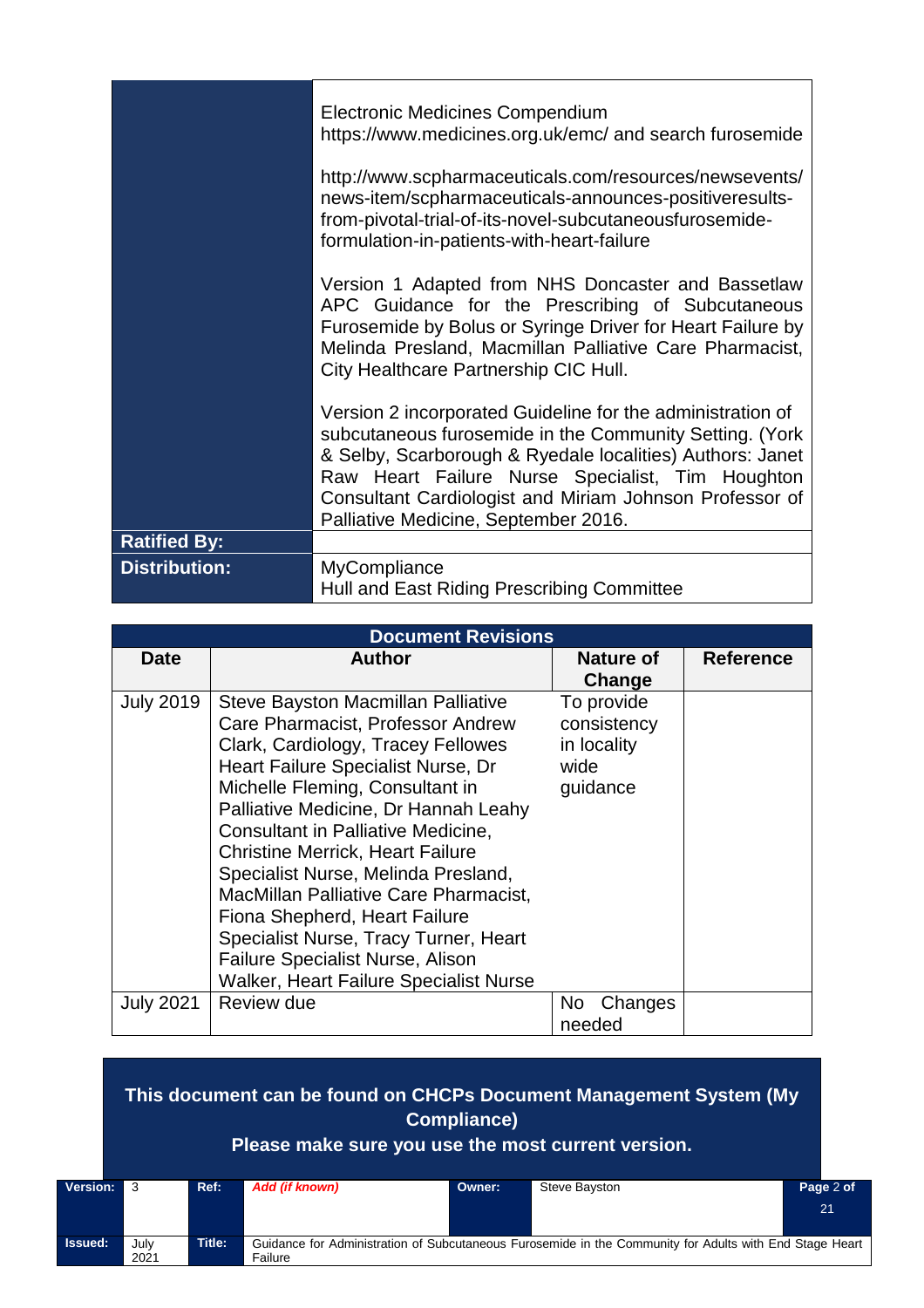| | |
|---|---|
| | Electronic Medicines Compendium https://www.medicines.org.uk/emc/ and search furosemide<br><br>http://www.scpharmaceuticals.com/resources/newsevents/news-item/scpharmaceuticals-announces-positiveresults-from-pivotal-trial-of-its-novel-subcutaneousfurosemide-formulation-in-patients-with-heart-failure<br><br>Version 1 Adapted from NHS Doncaster and Bassetlaw APC Guidance for the Prescribing of Subcutaneous Furosemide by Bolus or Syringe Driver for Heart Failure by Melinda Presland, Macmillan Palliative Care Pharmacist, City Healthcare Partnership CIC Hull.<br><br>Version 2 incorporated Guideline for the administration of subcutaneous furosemide in the Community Setting. (York & Selby, Scarborough & Ryedale localities) Authors: Janet Raw Heart Failure Nurse Specialist, Tim Houghton Consultant Cardiologist and Miriam Johnson Professor of Palliative Medicine, September 2016. |
| **Ratified By:** | |
| **Distribution:** | MyCompliance<br>Hull and East Riding Prescribing Committee |

**Document Revisions**

| Date | Author | Nature of Change | Reference |
|---|---|---|---|
| July 2019 | Steve Bayston Macmillan Palliative Care Pharmacist, Professor Andrew Clark, Cardiology, Tracey Fellowes Heart Failure Specialist Nurse, Dr Michelle Fleming, Consultant in Palliative Medicine, Dr Hannah Leahy Consultant in Palliative Medicine, Christine Merrick, Heart Failure Specialist Nurse, Melinda Presland, MacMillan Palliative Care Pharmacist, Fiona Shepherd, Heart Failure Specialist Nurse, Tracy Turner, Heart Failure Specialist Nurse, Alison Walker, Heart Failure Specialist Nurse | To provide consistency in locality wide guidance | |
| July 2021 | Review due | No Changes needed | |

**This document can be found on CHCPs Document Management System (My Compliance)**
**Please make sure you use the most current version.**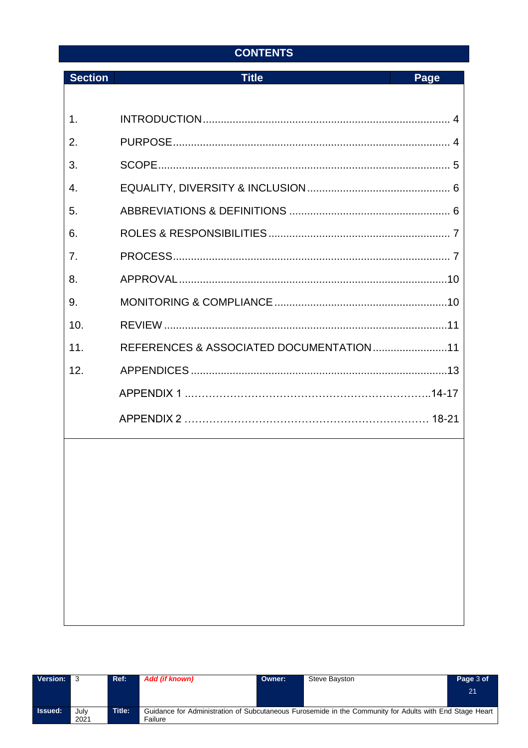# CONTENTS

| Section | Title | Page |
|---|---|---|
| 1. | INTRODUCTION | 4 |
| 2. | PURPOSE | 4 |
| 3. | SCOPE | 5 |
| 4. | EQUALITY, DIVERSITY & INCLUSION | 6 |
| 5. | ABBREVIATIONS & DEFINITIONS | 6 |
| 6. | ROLES & RESPONSIBILITIES | 7 |
| 7. | PROCESS | 7 |
| 8. | APPROVAL | 10 |
| 9. | MONITORING & COMPLIANCE | 10 |
| 10. | REVIEW | 11 |
| 11. | REFERENCES & ASSOCIATED DOCUMENTATION | 11 |
| 12. | APPENDICES | 13 |
| | APPENDIX 1 | 14-17 |
| | APPENDIX 2 | 18-21 |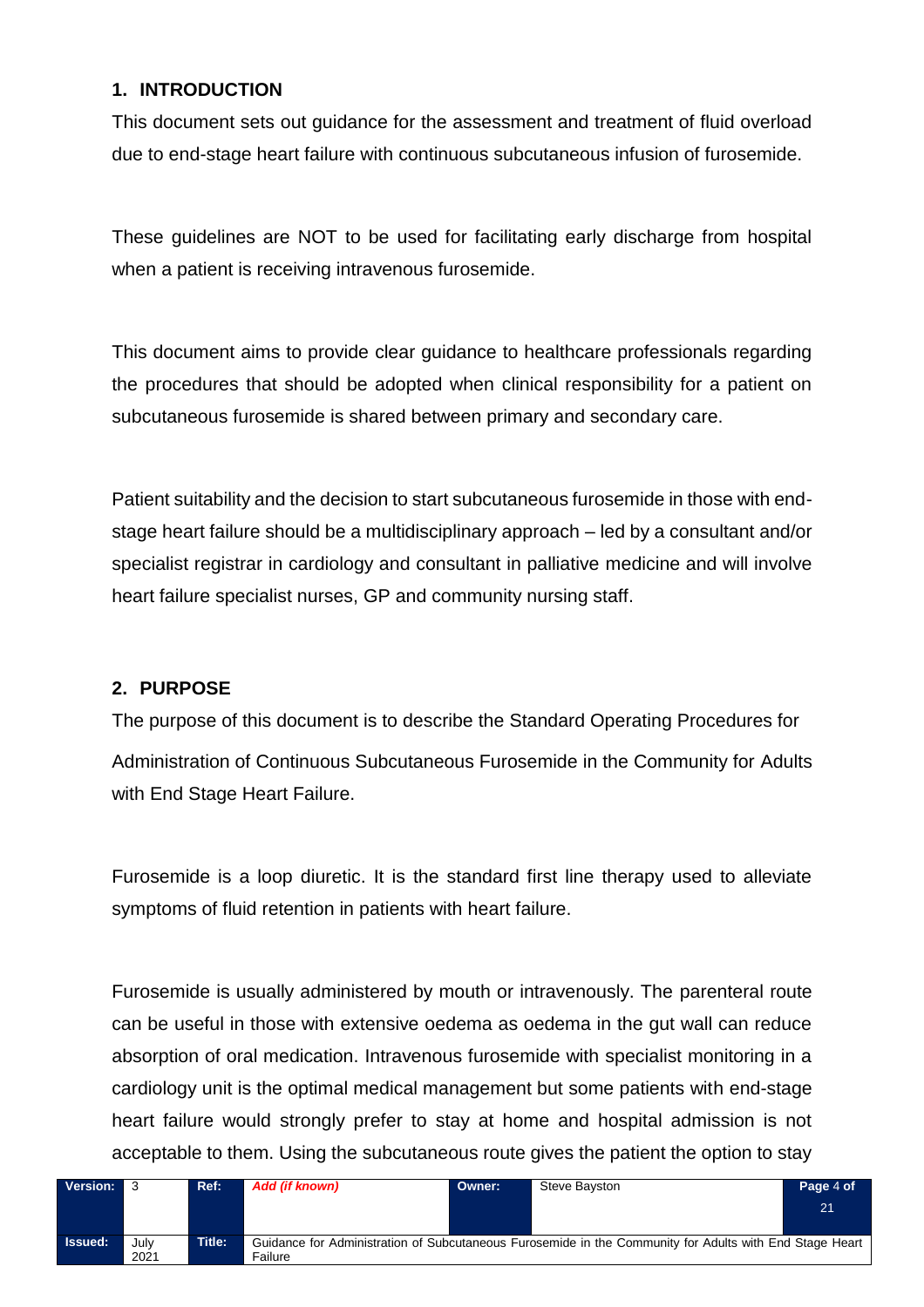## 1. INTRODUCTION

This document sets out guidance for the assessment and treatment of fluid overload due to end-stage heart failure with continuous subcutaneous infusion of furosemide.

These guidelines are NOT to be used for facilitating early discharge from hospital when a patient is receiving intravenous furosemide.

This document aims to provide clear guidance to healthcare professionals regarding the procedures that should be adopted when clinical responsibility for a patient on subcutaneous furosemide is shared between primary and secondary care.

Patient suitability and the decision to start subcutaneous furosemide in those with end-stage heart failure should be a multidisciplinary approach – led by a consultant and/or specialist registrar in cardiology and consultant in palliative medicine and will involve heart failure specialist nurses, GP and community nursing staff.

## 2. PURPOSE

The purpose of this document is to describe the Standard Operating Procedures for Administration of Continuous Subcutaneous Furosemide in the Community for Adults with End Stage Heart Failure.

Furosemide is a loop diuretic. It is the standard first line therapy used to alleviate symptoms of fluid retention in patients with heart failure.

Furosemide is usually administered by mouth or intravenously. The parenteral route can be useful in those with extensive oedema as oedema in the gut wall can reduce absorption of oral medication. Intravenous furosemide with specialist monitoring in a cardiology unit is the optimal medical management but some patients with end-stage heart failure would strongly prefer to stay at home and hospital admission is not acceptable to them. Using the subcutaneous route gives the patient the option to stay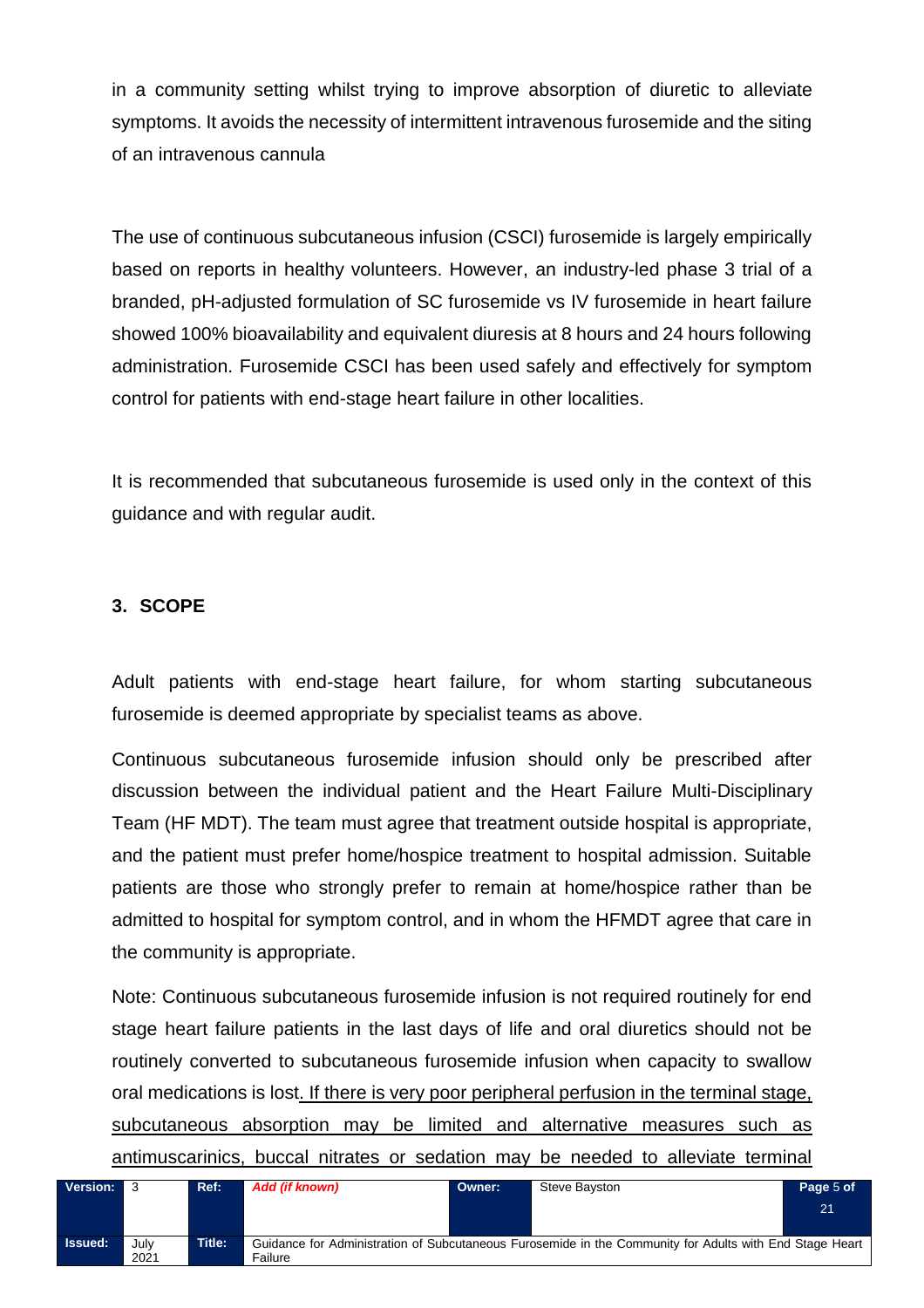in a community setting whilst trying to improve absorption of diuretic to alleviate symptoms. It avoids the necessity of intermittent intravenous furosemide and the siting of an intravenous cannula

The use of continuous subcutaneous infusion (CSCI) furosemide is largely empirically based on reports in healthy volunteers. However, an industry-led phase 3 trial of a branded, pH-adjusted formulation of SC furosemide vs IV furosemide in heart failure showed 100% bioavailability and equivalent diuresis at 8 hours and 24 hours following administration. Furosemide CSCI has been used safely and effectively for symptom control for patients with end-stage heart failure in other localities.

It is recommended that subcutaneous furosemide is used only in the context of this guidance and with regular audit.

## 3. SCOPE

Adult patients with end-stage heart failure, for whom starting subcutaneous furosemide is deemed appropriate by specialist teams as above.

Continuous subcutaneous furosemide infusion should only be prescribed after discussion between the individual patient and the Heart Failure Multi-Disciplinary Team (HF MDT). The team must agree that treatment outside hospital is appropriate, and the patient must prefer home/hospice treatment to hospital admission. Suitable patients are those who strongly prefer to remain at home/hospice rather than be admitted to hospital for symptom control, and in whom the HFMDT agree that care in the community is appropriate.

Note: Continuous subcutaneous furosemide infusion is not required routinely for end stage heart failure patients in the last days of life and oral diuretics should not be routinely converted to subcutaneous furosemide infusion when capacity to swallow oral medications is lost. <u>If there is very poor peripheral perfusion in the terminal stage, subcutaneous absorption may be limited and alternative measures such as antimuscarinics, buccal nitrates or sedation may be needed to alleviate terminal</u>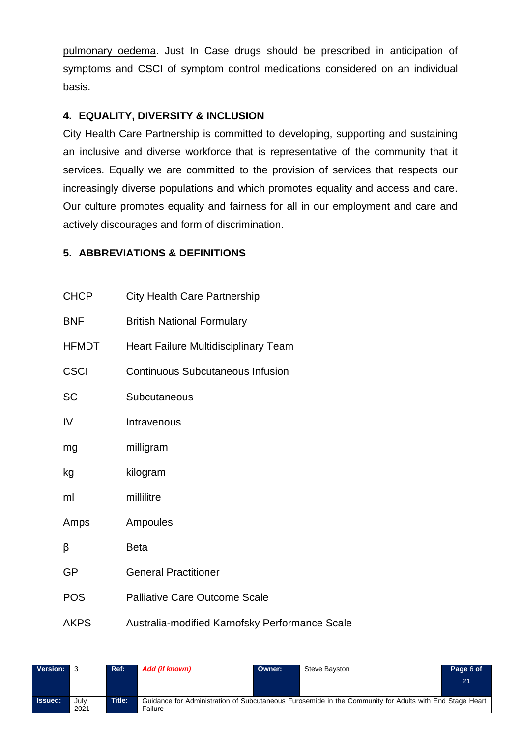pulmonary oedema. Just In Case drugs should be prescribed in anticipation of symptoms and CSCI of symptom control medications considered on an individual basis.

## 4. EQUALITY, DIVERSITY & INCLUSION

City Health Care Partnership is committed to developing, supporting and sustaining an inclusive and diverse workforce that is representative of the community that it services. Equally we are committed to the provision of services that respects our increasingly diverse populations and which promotes equality and access and care. Our culture promotes equality and fairness for all in our employment and care and actively discourages and form of discrimination.

## 5. ABBREVIATIONS & DEFINITIONS

| | |
|---|---|
| CHCP | City Health Care Partnership |
| BNF | British National Formulary |
| HFMDT | Heart Failure Multidisciplinary Team |
| CSCI | Continuous Subcutaneous Infusion |
| SC | Subcutaneous |
| IV | Intravenous |
| mg | milligram |
| kg | kilogram |
| ml | millilitre |
| Amps | Ampoules |
| β | Beta |
| GP | General Practitioner |
| POS | Palliative Care Outcome Scale |
| AKPS | Australia-modified Karnofsky Performance Scale |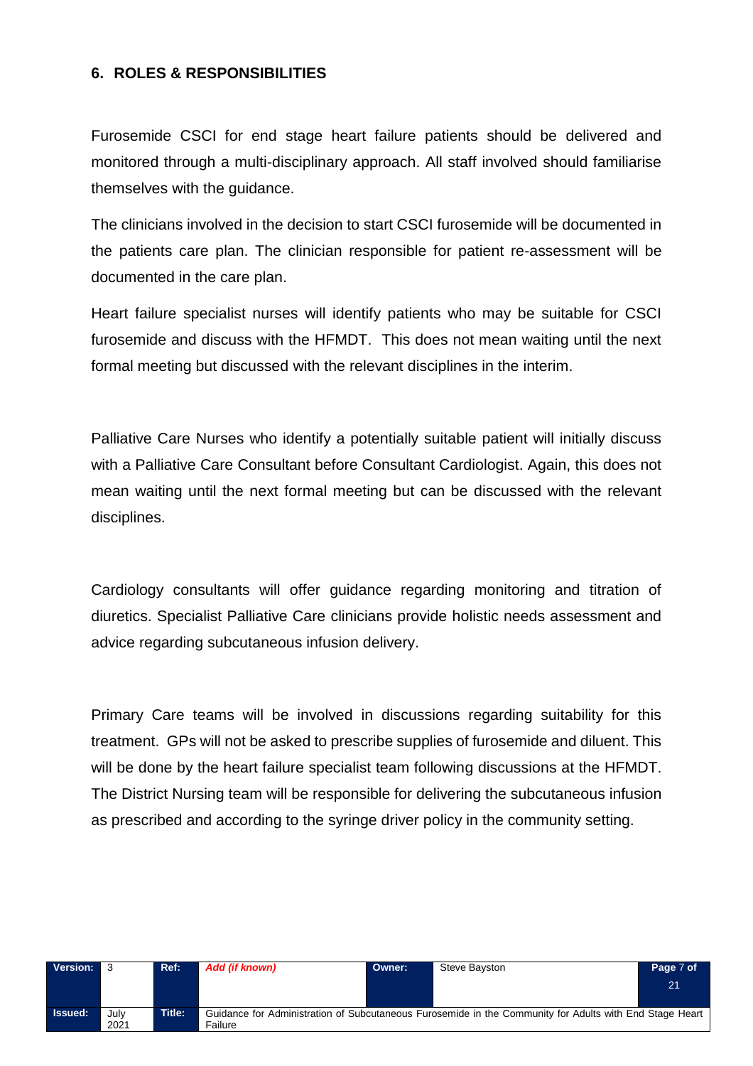## 6. ROLES & RESPONSIBILITIES

Furosemide CSCI for end stage heart failure patients should be delivered and monitored through a multi-disciplinary approach. All staff involved should familiarise themselves with the guidance.

The clinicians involved in the decision to start CSCI furosemide will be documented in the patients care plan. The clinician responsible for patient re-assessment will be documented in the care plan.

Heart failure specialist nurses will identify patients who may be suitable for CSCI furosemide and discuss with the HFMDT. This does not mean waiting until the next formal meeting but discussed with the relevant disciplines in the interim.

Palliative Care Nurses who identify a potentially suitable patient will initially discuss with a Palliative Care Consultant before Consultant Cardiologist. Again, this does not mean waiting until the next formal meeting but can be discussed with the relevant disciplines.

Cardiology consultants will offer guidance regarding monitoring and titration of diuretics. Specialist Palliative Care clinicians provide holistic needs assessment and advice regarding subcutaneous infusion delivery.

Primary Care teams will be involved in discussions regarding suitability for this treatment. GPs will not be asked to prescribe supplies of furosemide and diluent. This will be done by the heart failure specialist team following discussions at the HFMDT. The District Nursing team will be responsible for delivering the subcutaneous infusion as prescribed and according to the syringe driver policy in the community setting.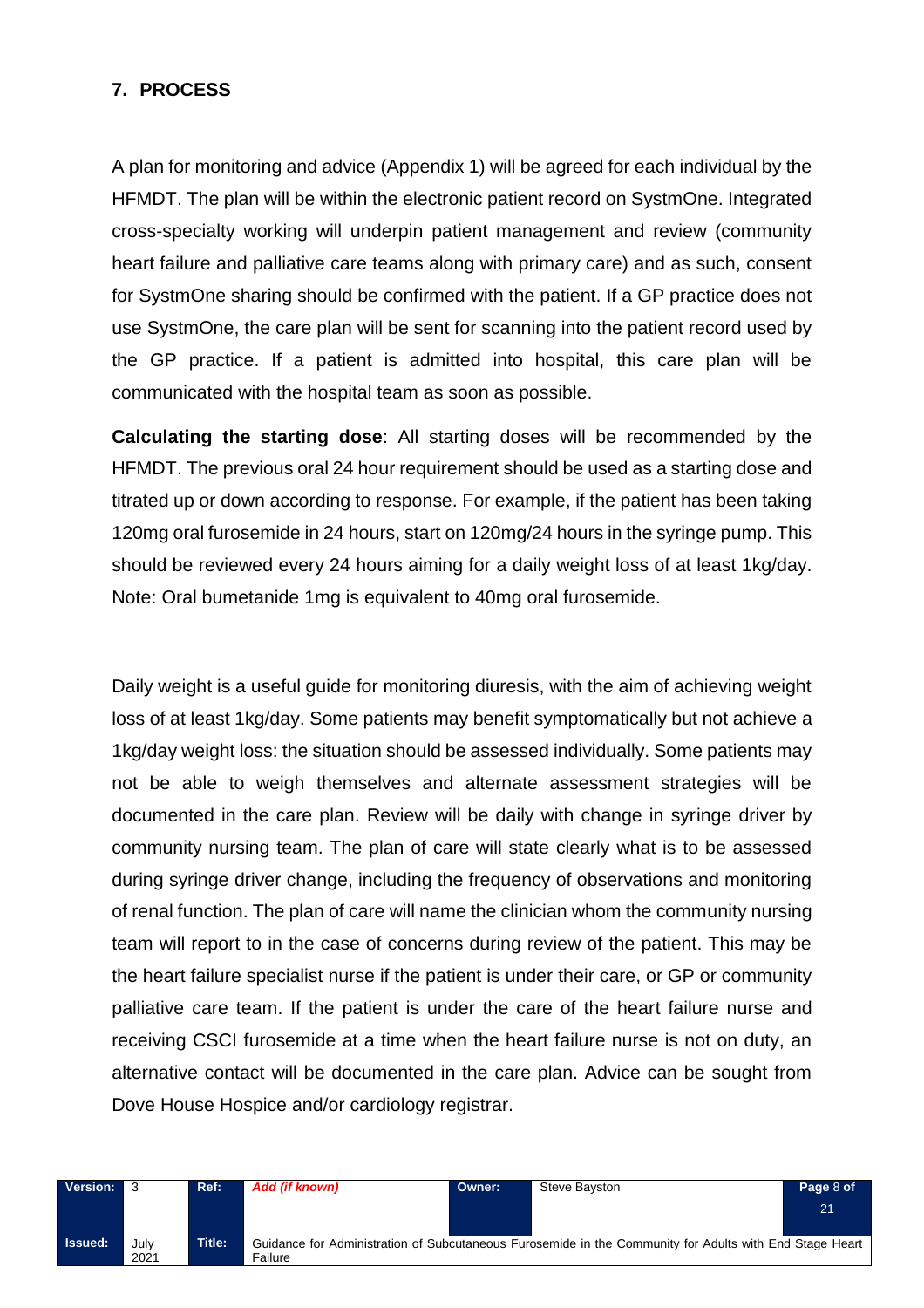## 7. PROCESS

A plan for monitoring and advice (Appendix 1) will be agreed for each individual by the HFMDT. The plan will be within the electronic patient record on SystmOne. Integrated cross-specialty working will underpin patient management and review (community heart failure and palliative care teams along with primary care) and as such, consent for SystmOne sharing should be confirmed with the patient. If a GP practice does not use SystmOne, the care plan will be sent for scanning into the patient record used by the GP practice. If a patient is admitted into hospital, this care plan will be communicated with the hospital team as soon as possible.

**Calculating the starting dose**: All starting doses will be recommended by the HFMDT. The previous oral 24 hour requirement should be used as a starting dose and titrated up or down according to response. For example, if the patient has been taking 120mg oral furosemide in 24 hours, start on 120mg/24 hours in the syringe pump. This should be reviewed every 24 hours aiming for a daily weight loss of at least 1kg/day. Note: Oral bumetanide 1mg is equivalent to 40mg oral furosemide.

Daily weight is a useful guide for monitoring diuresis, with the aim of achieving weight loss of at least 1kg/day. Some patients may benefit symptomatically but not achieve a 1kg/day weight loss: the situation should be assessed individually. Some patients may not be able to weigh themselves and alternate assessment strategies will be documented in the care plan. Review will be daily with change in syringe driver by community nursing team. The plan of care will state clearly what is to be assessed during syringe driver change, including the frequency of observations and monitoring of renal function. The plan of care will name the clinician whom the community nursing team will report to in the case of concerns during review of the patient. This may be the heart failure specialist nurse if the patient is under their care, or GP or community palliative care team. If the patient is under the care of the heart failure nurse and receiving CSCI furosemide at a time when the heart failure nurse is not on duty, an alternative contact will be documented in the care plan. Advice can be sought from Dove House Hospice and/or cardiology registrar.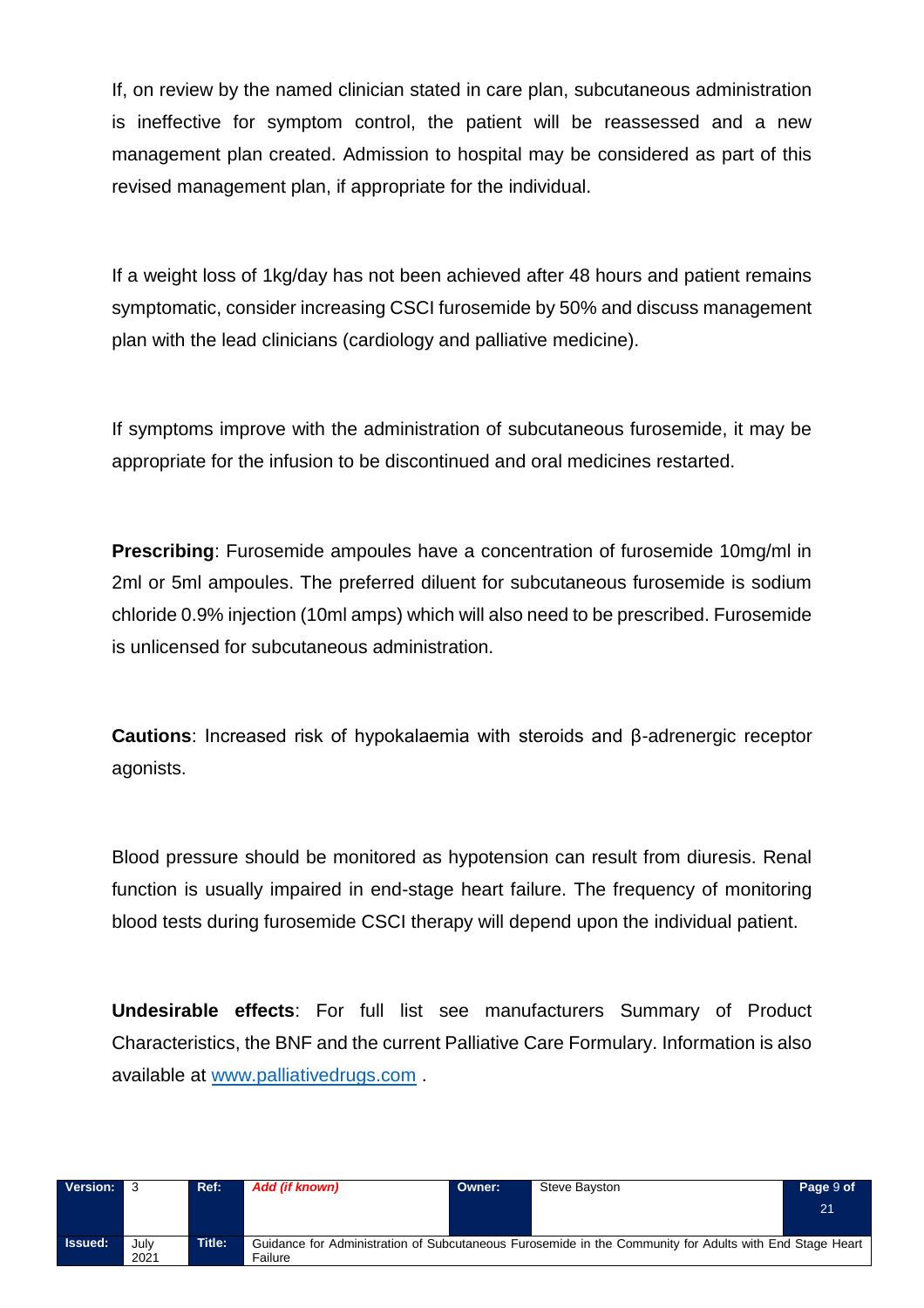If, on review by the named clinician stated in care plan, subcutaneous administration is ineffective for symptom control, the patient will be reassessed and a new management plan created. Admission to hospital may be considered as part of this revised management plan, if appropriate for the individual.

If a weight loss of 1kg/day has not been achieved after 48 hours and patient remains symptomatic, consider increasing CSCI furosemide by 50% and discuss management plan with the lead clinicians (cardiology and palliative medicine).

If symptoms improve with the administration of subcutaneous furosemide, it may be appropriate for the infusion to be discontinued and oral medicines restarted.

**Prescribing**: Furosemide ampoules have a concentration of furosemide 10mg/ml in 2ml or 5ml ampoules. The preferred diluent for subcutaneous furosemide is sodium chloride 0.9% injection (10ml amps) which will also need to be prescribed. Furosemide is unlicensed for subcutaneous administration.

**Cautions**: Increased risk of hypokalaemia with steroids and β-adrenergic receptor agonists.

Blood pressure should be monitored as hypotension can result from diuresis. Renal function is usually impaired in end-stage heart failure. The frequency of monitoring blood tests during furosemide CSCI therapy will depend upon the individual patient.

**Undesirable effects**: For full list see manufacturers Summary of Product Characteristics, the BNF and the current Palliative Care Formulary. Information is also available at [www.palliativedrugs.com](http://www.palliativedrugs.com) .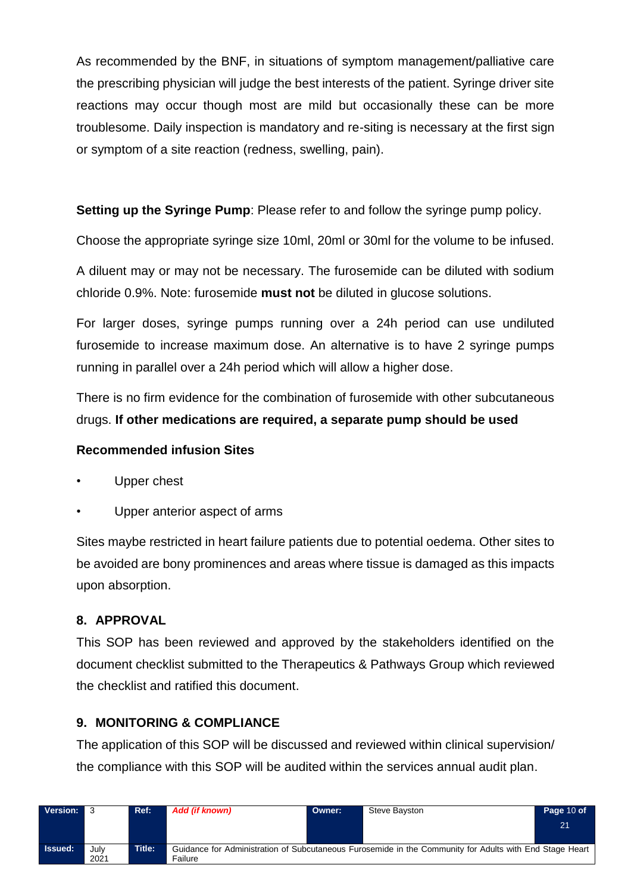As recommended by the BNF, in situations of symptom management/palliative care the prescribing physician will judge the best interests of the patient. Syringe driver site reactions may occur though most are mild but occasionally these can be more troublesome. Daily inspection is mandatory and re-siting is necessary at the first sign or symptom of a site reaction (redness, swelling, pain).

**Setting up the Syringe Pump**: Please refer to and follow the syringe pump policy.

Choose the appropriate syringe size 10ml, 20ml or 30ml for the volume to be infused.

A diluent may or may not be necessary. The furosemide can be diluted with sodium chloride 0.9%. Note: furosemide **must not** be diluted in glucose solutions.

For larger doses, syringe pumps running over a 24h period can use undiluted furosemide to increase maximum dose. An alternative is to have 2 syringe pumps running in parallel over a 24h period which will allow a higher dose.

There is no firm evidence for the combination of furosemide with other subcutaneous drugs. **If other medications are required, a separate pump should be used**

**Recommended infusion Sites**

- Upper chest
- Upper anterior aspect of arms

Sites maybe restricted in heart failure patients due to potential oedema. Other sites to be avoided are bony prominences and areas where tissue is damaged as this impacts upon absorption.

## 8. APPROVAL

This SOP has been reviewed and approved by the stakeholders identified on the document checklist submitted to the Therapeutics & Pathways Group which reviewed the checklist and ratified this document.

## 9. MONITORING & COMPLIANCE

The application of this SOP will be discussed and reviewed within clinical supervision/ the compliance with this SOP will be audited within the services annual audit plan.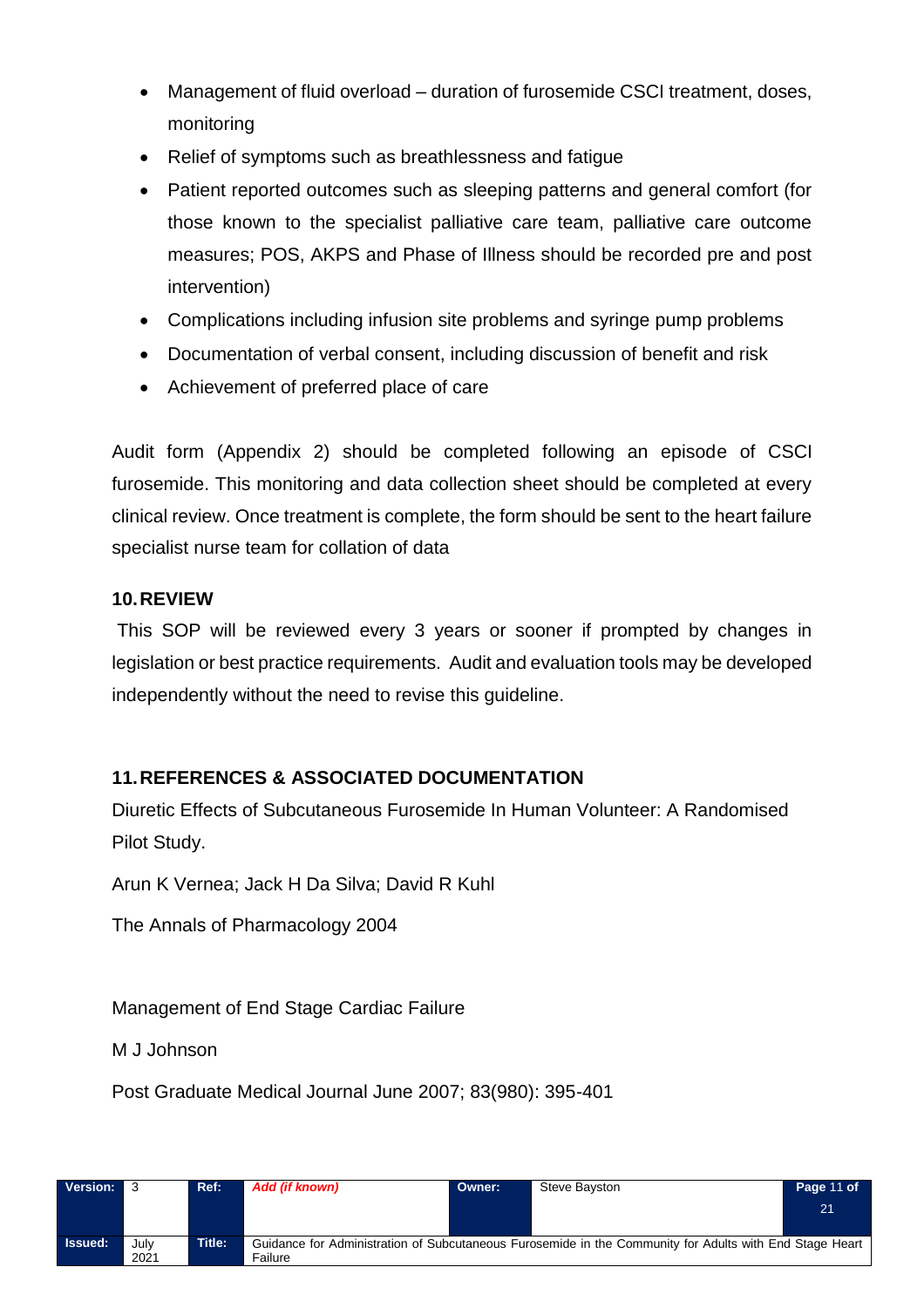- Management of fluid overload – duration of furosemide CSCI treatment, doses, monitoring
- Relief of symptoms such as breathlessness and fatigue
- Patient reported outcomes such as sleeping patterns and general comfort (for those known to the specialist palliative care team, palliative care outcome measures; POS, AKPS and Phase of Illness should be recorded pre and post intervention)
- Complications including infusion site problems and syringe pump problems
- Documentation of verbal consent, including discussion of benefit and risk
- Achievement of preferred place of care

Audit form (Appendix 2) should be completed following an episode of CSCI furosemide. This monitoring and data collection sheet should be completed at every clinical review. Once treatment is complete, the form should be sent to the heart failure specialist nurse team for collation of data

## 10. REVIEW

This SOP will be reviewed every 3 years or sooner if prompted by changes in legislation or best practice requirements. Audit and evaluation tools may be developed independently without the need to revise this guideline.

## 11. REFERENCES & ASSOCIATED DOCUMENTATION

Diuretic Effects of Subcutaneous Furosemide In Human Volunteer: A Randomised Pilot Study.

Arun K Vernea; Jack H Da Silva; David R Kuhl

The Annals of Pharmacology 2004

Management of End Stage Cardiac Failure

M J Johnson

Post Graduate Medical Journal June 2007; 83(980): 395-401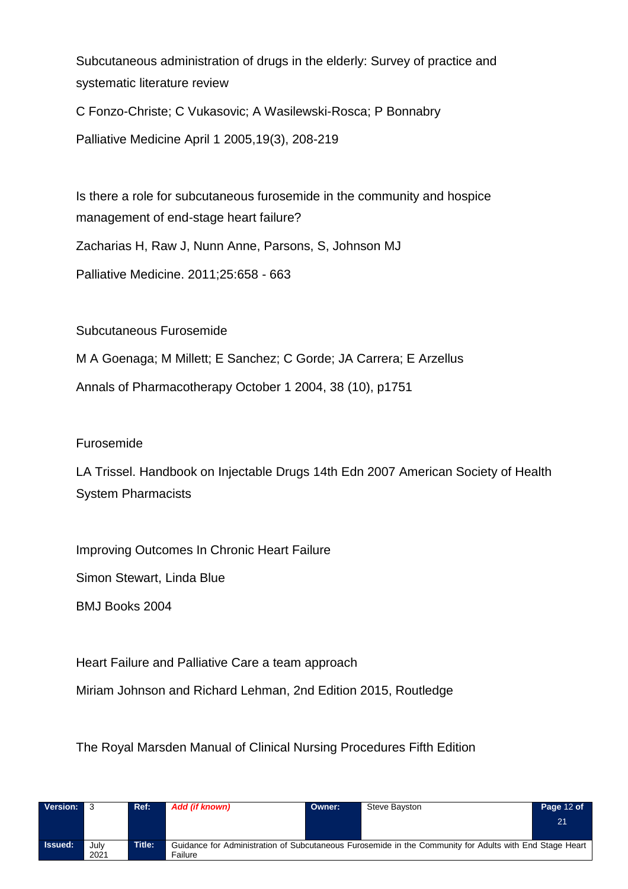Subcutaneous administration of drugs in the elderly: Survey of practice and systematic literature review

C Fonzo-Christe; C Vukasovic; A Wasilewski-Rosca; P Bonnabry

Palliative Medicine April 1 2005,19(3), 208-219

Is there a role for subcutaneous furosemide in the community and hospice management of end-stage heart failure?

Zacharias H, Raw J, Nunn Anne, Parsons, S, Johnson MJ

Palliative Medicine. 2011;25:658 - 663

Subcutaneous Furosemide

M A Goenaga; M Millett; E Sanchez; C Gorde; JA Carrera; E Arzellus

Annals of Pharmacotherapy October 1 2004, 38 (10), p1751

Furosemide

LA Trissel. Handbook on Injectable Drugs 14th Edn 2007 American Society of Health System Pharmacists

Improving Outcomes In Chronic Heart Failure

Simon Stewart, Linda Blue

BMJ Books 2004

Heart Failure and Palliative Care a team approach

Miriam Johnson and Richard Lehman, 2nd Edition 2015, Routledge

The Royal Marsden Manual of Clinical Nursing Procedures Fifth Edition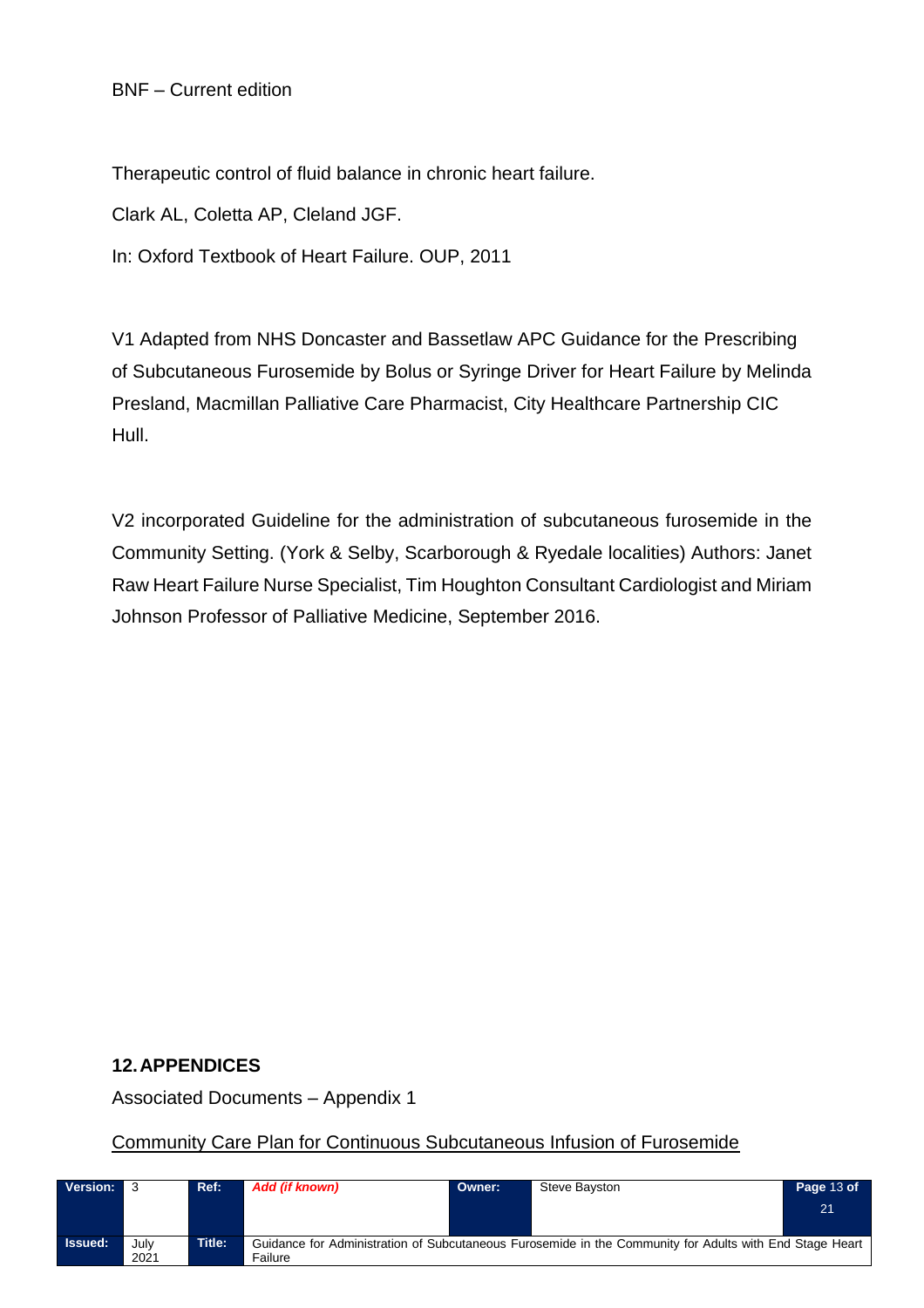BNF – Current edition

Therapeutic control of fluid balance in chronic heart failure.

Clark AL, Coletta AP, Cleland JGF.

In: Oxford Textbook of Heart Failure. OUP, 2011

V1 Adapted from NHS Doncaster and Bassetlaw APC Guidance for the Prescribing of Subcutaneous Furosemide by Bolus or Syringe Driver for Heart Failure by Melinda Presland, Macmillan Palliative Care Pharmacist, City Healthcare Partnership CIC Hull.

V2 incorporated Guideline for the administration of subcutaneous furosemide in the Community Setting. (York & Selby, Scarborough & Ryedale localities) Authors: Janet Raw Heart Failure Nurse Specialist, Tim Houghton Consultant Cardiologist and Miriam Johnson Professor of Palliative Medicine, September 2016.

## 12. APPENDICES

Associated Documents – Appendix 1

Community Care Plan for Continuous Subcutaneous Infusion of Furosemide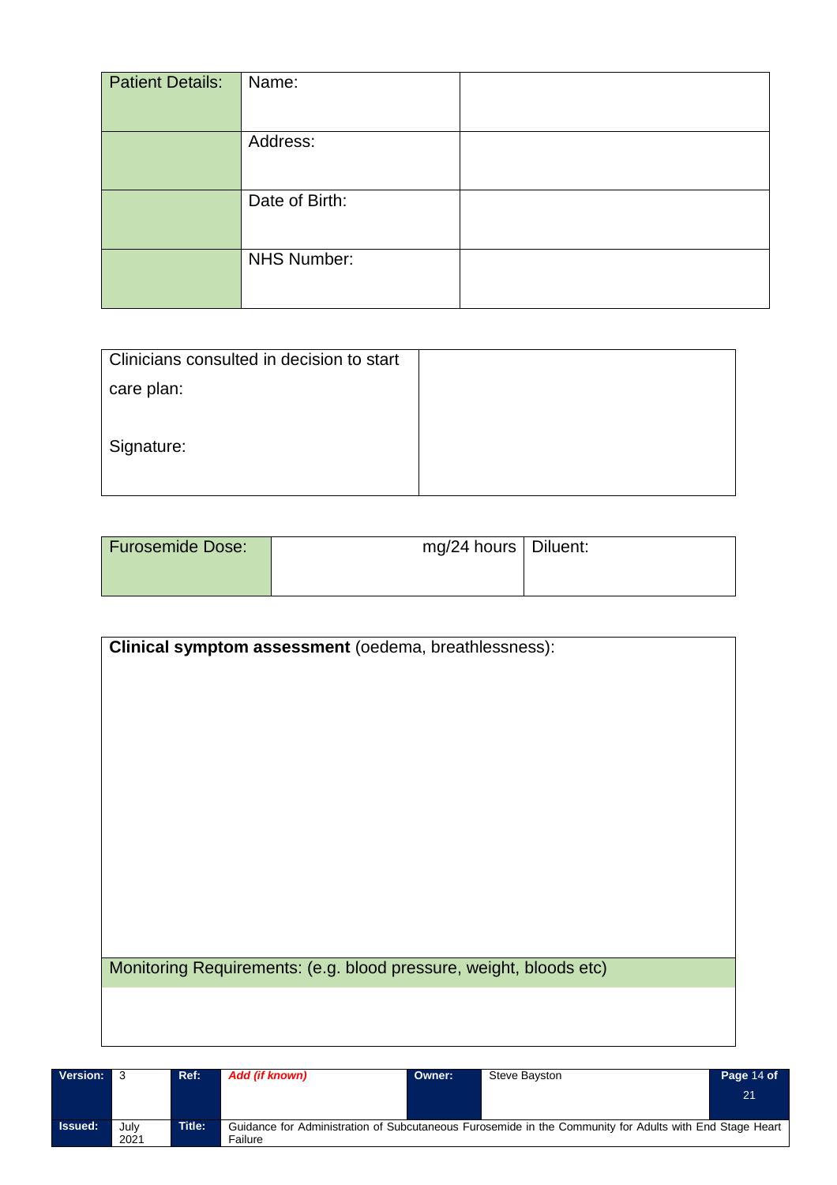| Patient Details: | Name: | |
|---|---|---|
| | Address: | |
| | Date of Birth: | |
| | NHS Number: | |

| Clinicians consulted in decision to start care plan:<br><br>Signature: | |
|---|---|

| Furosemide Dose: | mg/24 hours | Diluent: |
|---|---|---|

| **Clinical symptom assessment** (oedema, breathlessness): |
|---|
| |
| Monitoring Requirements: (e.g. blood pressure, weight, bloods etc) |
| |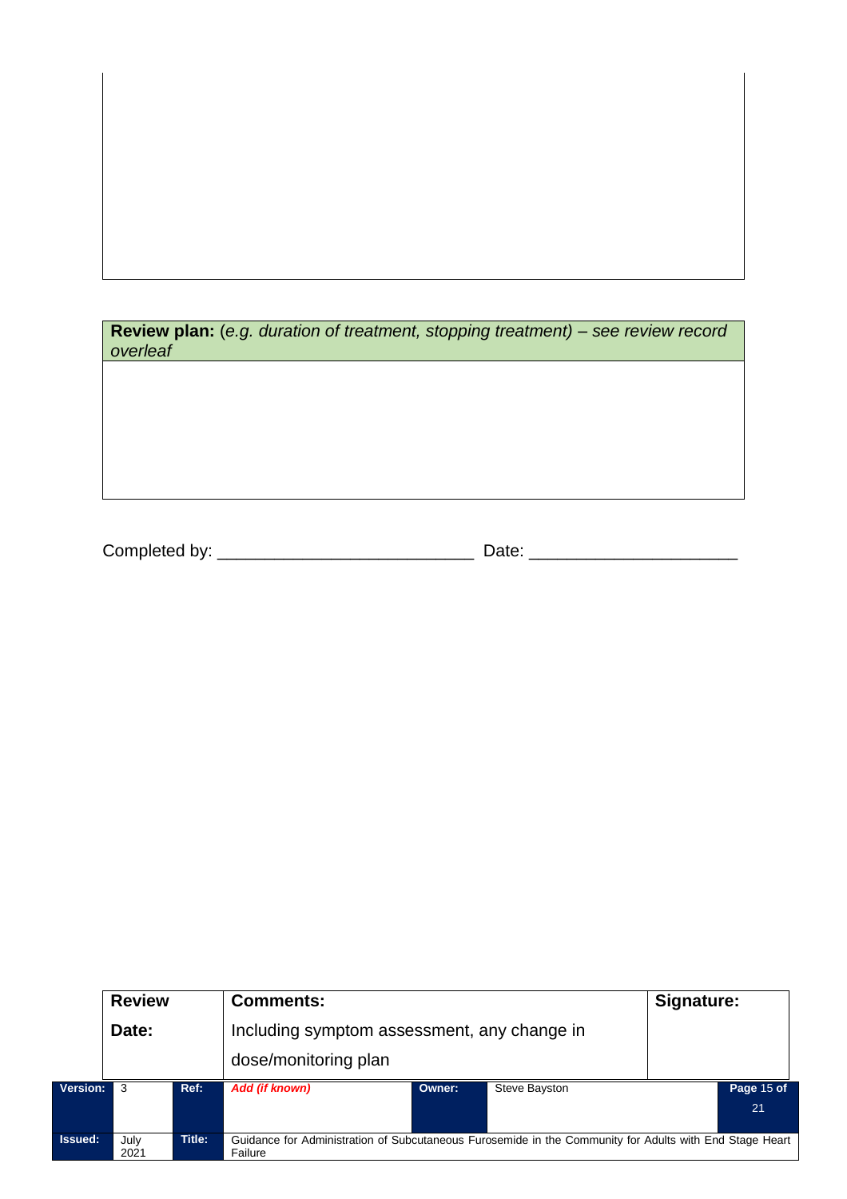| |
|---|
| |

| **Review plan:** (*e.g. duration of treatment, stopping treatment) – see review record overleaf* |
|---|
| |

Completed by: ___________________________ Date: ______________________

| **Review Date:** | **Comments:** Including symptom assessment, any change in dose/monitoring plan | **Signature:** |
|---|---|---|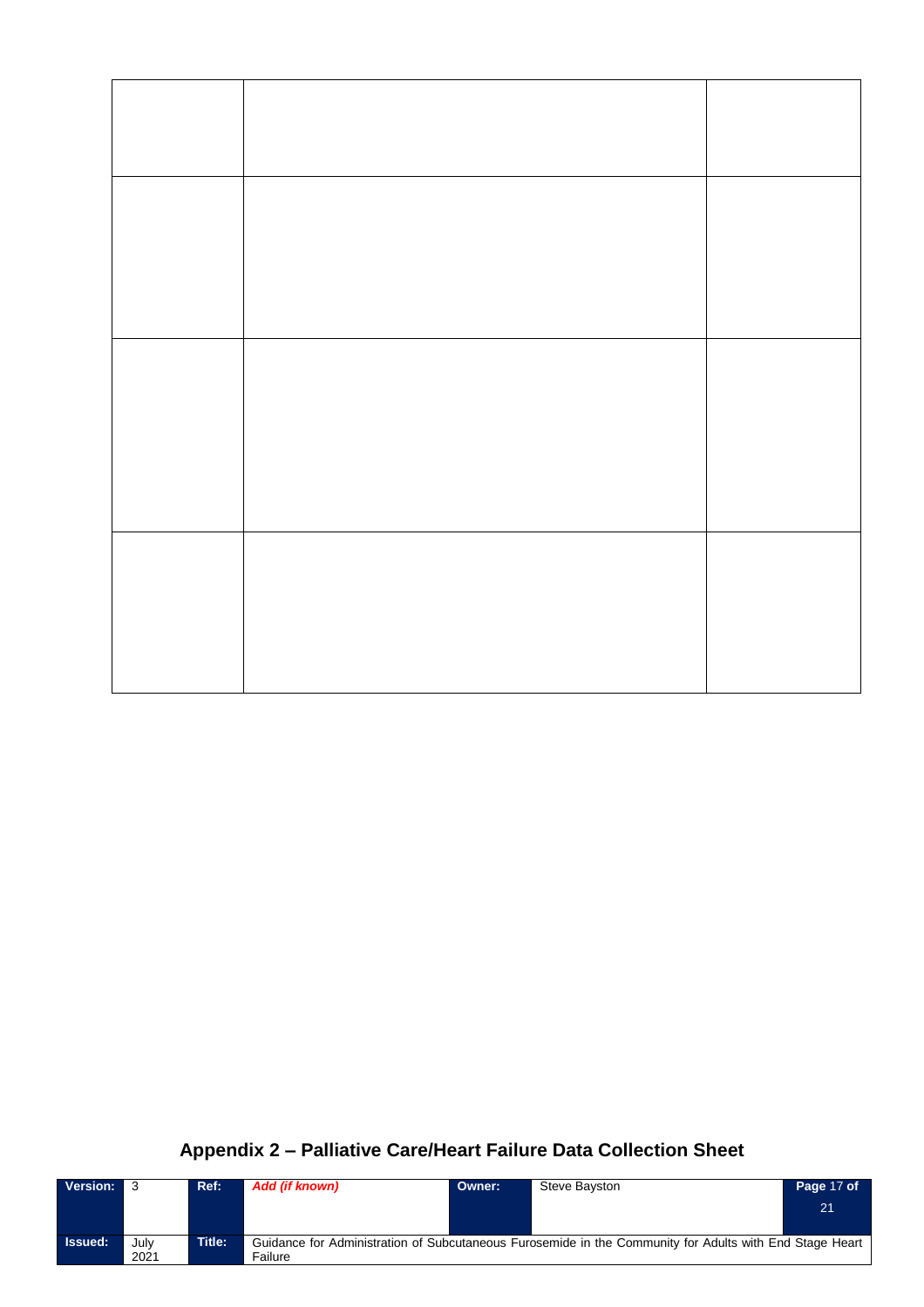| | | |
|---|---|---|
| | | |
| | | |
| | | |
| | | |

## Appendix 2 – Palliative Care/Heart Failure Data Collection Sheet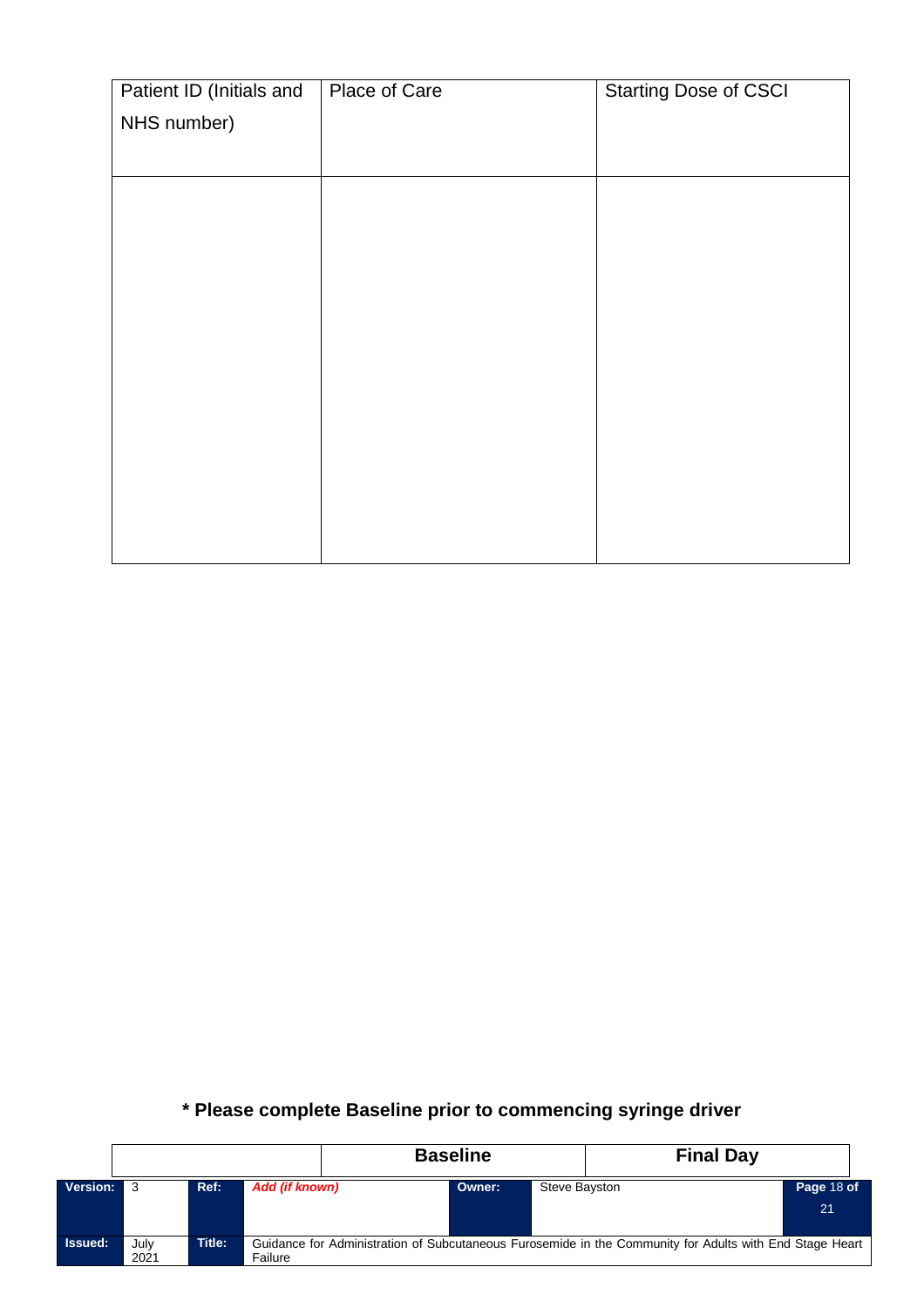| Patient ID (Initials and NHS number) | Place of Care | Starting Dose of CSCI |
|---|---|---|
| | | |

**\* Please complete Baseline prior to commencing syringe driver**

| | Baseline | Final Day |
|---|---|---|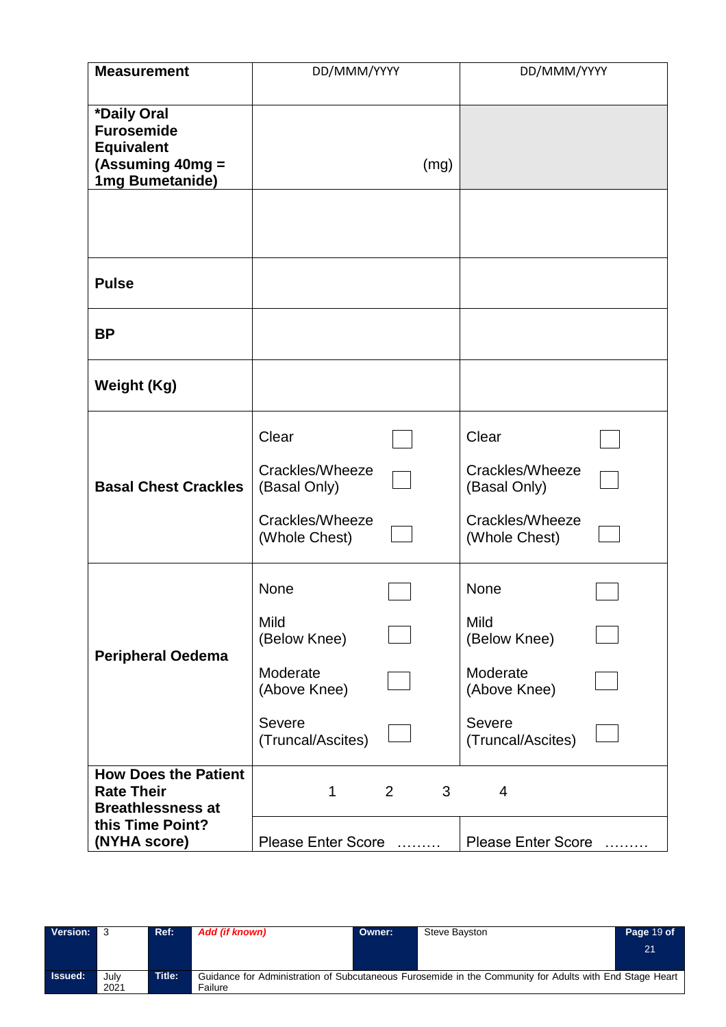| Measurement | DD/MMM/YYYY | DD/MMM/YYYY |
|---|---|---|
| ***Daily Oral Furosemide Equivalent (Assuming 40mg = 1mg Bumetanide)** | (mg) | |
| | | |
| **Pulse** | | |
| **BP** | | |
| **Weight (Kg)** | | |
| **Basal Chest Crackles** | Clear ☐<br>Crackles/Wheeze (Basal Only) ☐<br>Crackles/Wheeze (Whole Chest) ☐ | Clear ☐<br>Crackles/Wheeze (Basal Only) ☐<br>Crackles/Wheeze (Whole Chest) ☐ |
| **Peripheral Oedema** | None ☐<br>Mild (Below Knee) ☐<br>Moderate (Above Knee) ☐<br>Severe (Truncal/Ascites) ☐ | None ☐<br>Mild (Below Knee) ☐<br>Moderate (Above Knee) ☐<br>Severe (Truncal/Ascites) ☐ |
| **How Does the Patient Rate Their Breathlessness at this Time Point? (NYHA score)** | 1 2 3 4 | |
| | Please Enter Score ……… | Please Enter Score ……… |

| Version: | 3 | Ref: | *Add (if known)* | Owner: | Steve Bayston |
|---|---|---|---|---|---|
| Issued: | July 2021 | Title: | Guidance for Administration of Subcutaneous Furosemide in the Community for Adults with End Stage Heart Failure | | |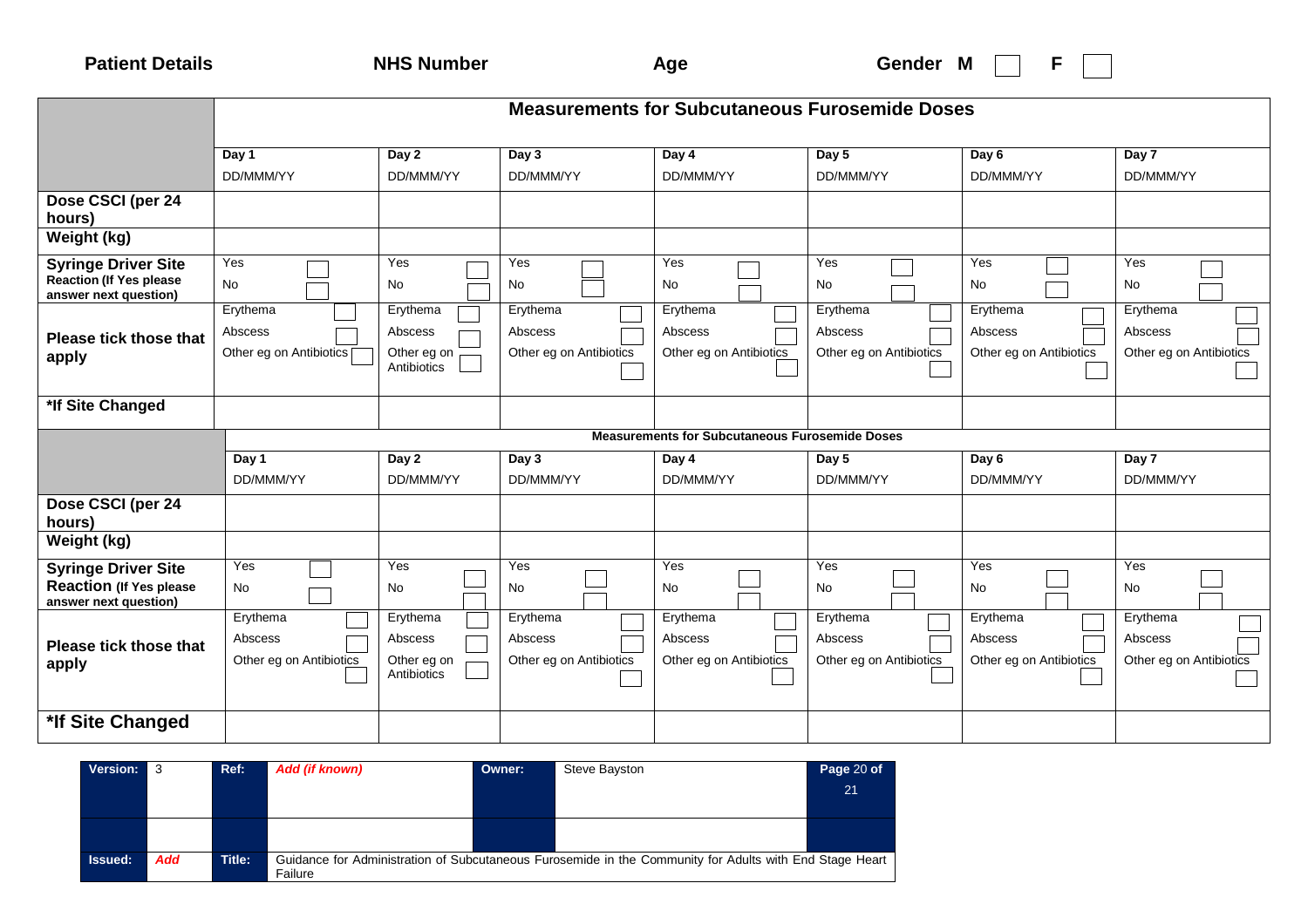**Patient Details** **NHS Number** **Age** **Gender M** ☐ **F** ☐

| | **Measurements for Subcutaneous Furosemide Doses** | | | | | | |
|---|---|---|---|---|---|---|---|
| | **Day 1** DD/MMM/YY | **Day 2** DD/MMM/YY | **Day 3** DD/MMM/YY | **Day 4** DD/MMM/YY | **Day 5** DD/MMM/YY | **Day 6** DD/MMM/YY | **Day 7** DD/MMM/YY |
| **Dose CSCI (per 24 hours)** | | | | | | | |
| **Weight (kg)** | | | | | | | |
| **Syringe Driver Site Reaction (If Yes please answer next question)** | Yes ☐ No ☐ | Yes ☐ No ☐ | Yes ☐ No ☐ | Yes ☐ No ☐ | Yes ☐ No ☐ | Yes ☐ No ☐ | Yes ☐ No ☐ |
| **Please tick those that apply** | Erythema ☐ Abscess ☐ Other eg on Antibiotics ☐ | Erythema ☐ Abscess ☐ Other eg on Antibiotics ☐ | Erythema ☐ Abscess ☐ Other eg on Antibiotics ☐ | Erythema ☐ Abscess ☐ Other eg on Antibiotics ☐ | Erythema ☐ Abscess ☐ Other eg on Antibiotics ☐ | Erythema ☐ Abscess ☐ Other eg on Antibiotics ☐ | Erythema ☐ Abscess ☐ Other eg on Antibiotics ☐ |
| **\*If Site Changed** | | | | | | | |

| | **Measurements for Subcutaneous Furosemide Doses** | | | | | | |
|---|---|---|---|---|---|---|---|
| | **Day 1** DD/MMM/YY | **Day 2** DD/MMM/YY | **Day 3** DD/MMM/YY | **Day 4** DD/MMM/YY | **Day 5** DD/MMM/YY | **Day 6** DD/MMM/YY | **Day 7** DD/MMM/YY |
| **Dose CSCI (per 24 hours)** | | | | | | | |
| **Weight (kg)** | | | | | | | |
| **Syringe Driver Site Reaction (If Yes please answer next question)** | Yes ☐ No ☐ | Yes ☐ No ☐ | Yes ☐ No ☐ | Yes ☐ No ☐ | Yes ☐ No ☐ | Yes ☐ No ☐ | Yes ☐ No ☐ |
| **Please tick those that apply** | Erythema ☐ Abscess ☐ Other eg on Antibiotics ☐ | Erythema ☐ Abscess ☐ Other eg on Antibiotics ☐ | Erythema ☐ Abscess ☐ Other eg on Antibiotics ☐ | Erythema ☐ Abscess ☐ Other eg on Antibiotics ☐ | Erythema ☐ Abscess ☐ Other eg on Antibiotics ☐ | Erythema ☐ Abscess ☐ Other eg on Antibiotics ☐ | Erythema ☐ Abscess ☐ Other eg on Antibiotics ☐ |
| **\*If Site Changed** | | | | | | | |

| **Version:** | 3 | **Ref:** | *Add (if known)* | **Owner:** | Steve Bayston | **Page 20 of 21** |
|---|---|---|---|---|---|---|
| | | | | | | |
| **Issued:** | *Add* | **Title:** | Guidance for Administration of Subcutaneous Furosemide in the Community for Adults with End Stage Heart Failure | | | |